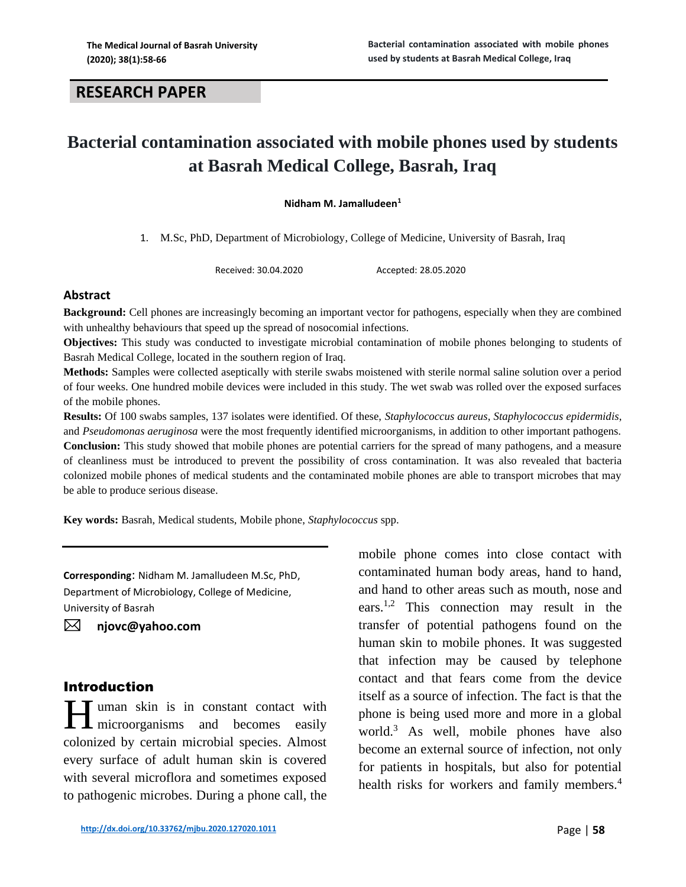RESEARCH PAPER

# Bacterial contamination associated with mobile phones used by students at Basrah Medical College, Basrah, Iraq

**Nidham M. Jamalludeen**[1]

1. M.Sc, PhD, Department of Microbiology, College of Medicine, University of Basrah, Iraq

Received: 30.04.2020 Accepted: 28.05.2020

## Abstract

**Background:** Cell phones are increasingly becoming an important vector for pathogens, especially when they are combined with unhealthy behaviours that speed up the spread of nosocomial infections.

**Objectives:** This study was conducted to investigate microbial contamination of mobile phones belonging to students of Basrah Medical College, located in the southern region of Iraq.

**Methods:** Samples were collected aseptically with sterile swabs moistened with sterile normal saline solution over a period of four weeks. One hundred mobile devices were included in this study. The wet swab was rolled over the exposed surfaces of the mobile phones.

**Results:** Of 100 swabs samples, 137 isolates were identified. Of these, *Staphylococcus aureus*, *Staphylococcus epidermidis*, and *Pseudomonas aeruginosa* were the most frequently identified microorganisms, in addition to other important pathogens.

**Conclusion:** This study showed that mobile phones are potential carriers for the spread of many pathogens, and a measure of cleanliness must be introduced to prevent the possibility of cross contamination. It was also revealed that bacteria colonized mobile phones of medical students and the contaminated mobile phones are able to transport microbes that may be able to produce serious disease.

**Key words:** Basrah, Medical students, Mobile phone, *Staphylococcus* spp.

**Corresponding**: Nidham M. Jamalludeen M.Sc, PhD, Department of Microbiology, College of Medicine, University of Basrah

✉ **njovc@yahoo.com**

## Introduction

Human skin is in constant contact with microorganisms and becomes easily colonized by certain microbial species. Almost every surface of adult human skin is covered with several microflora and sometimes exposed to pathogenic microbes. During a phone call, the mobile phone comes into close contact with contaminated human body areas, hand to hand, and hand to other areas such as mouth, nose and ears.[1,2] This connection may result in the transfer of potential pathogens found on the human skin to mobile phones. It was suggested that infection may be caused by telephone contact and that fears come from the device itself as a source of infection. The fact is that the phone is being used more and more in a global world.[3] As well, mobile phones have also become an external source of infection, not only for patients in hospitals, but also for potential health risks for workers and family members.[4]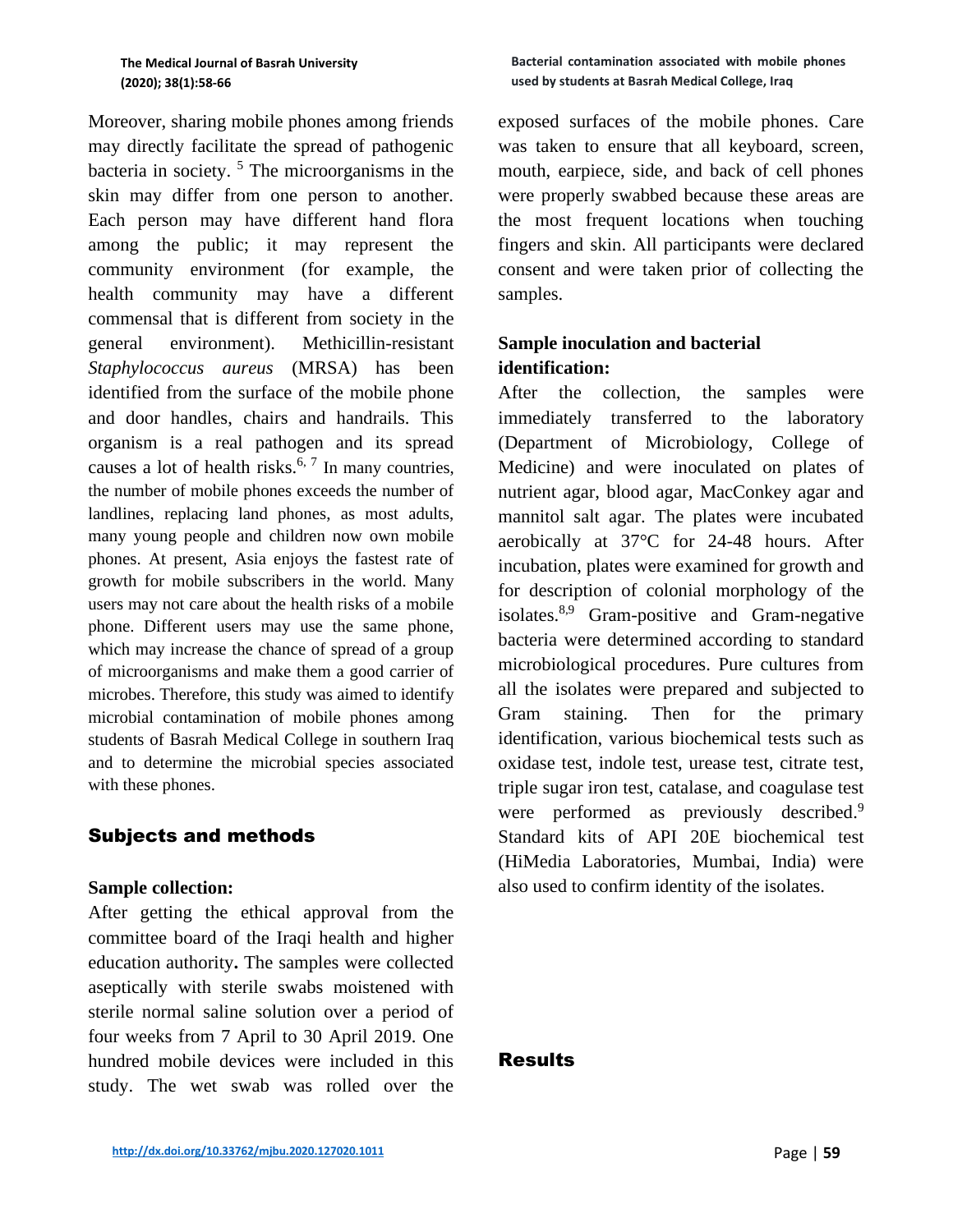Moreover, sharing mobile phones among friends may directly facilitate the spread of pathogenic bacteria in society. [5] The microorganisms in the skin may differ from one person to another. Each person may have different hand flora among the public; it may represent the community environment (for example, the health community may have a different commensal that is different from society in the general environment). Methicillin-resistant *Staphylococcus aureus* (MRSA) has been identified from the surface of the mobile phone and door handles, chairs and handrails. This organism is a real pathogen and its spread causes a lot of health risks.[6, 7] In many countries, the number of mobile phones exceeds the number of landlines, replacing land phones, as most adults, many young people and children now own mobile phones. At present, Asia enjoys the fastest rate of growth for mobile subscribers in the world. Many users may not care about the health risks of a mobile phone. Different users may use the same phone, which may increase the chance of spread of a group of microorganisms and make them a good carrier of microbes. Therefore, this study was aimed to identify microbial contamination of mobile phones among students of Basrah Medical College in southern Iraq and to determine the microbial species associated with these phones.

## Subjects and methods

**Sample collection:**

After getting the ethical approval from the committee board of the Iraqi health and higher education authority**.** The samples were collected aseptically with sterile swabs moistened with sterile normal saline solution over a period of four weeks from 7 April to 30 April 2019. One hundred mobile devices were included in this study. The wet swab was rolled over the exposed surfaces of the mobile phones. Care was taken to ensure that all keyboard, screen, mouth, earpiece, side, and back of cell phones were properly swabbed because these areas are the most frequent locations when touching fingers and skin. All participants were declared consent and were taken prior of collecting the samples.

**Sample inoculation and bacterial identification:**

After the collection, the samples were immediately transferred to the laboratory (Department of Microbiology, College of Medicine) and were inoculated on plates of nutrient agar, blood agar, MacConkey agar and mannitol salt agar. The plates were incubated aerobically at 37°C for 24-48 hours. After incubation, plates were examined for growth and for description of colonial morphology of the isolates.[8,9] Gram-positive and Gram-negative bacteria were determined according to standard microbiological procedures. Pure cultures from all the isolates were prepared and subjected to Gram staining. Then for the primary identification, various biochemical tests such as oxidase test, indole test, urease test, citrate test, triple sugar iron test, catalase, and coagulase test were performed as previously described.[9] Standard kits of API 20E biochemical test (HiMedia Laboratories, Mumbai, India) were also used to confirm identity of the isolates.

## Results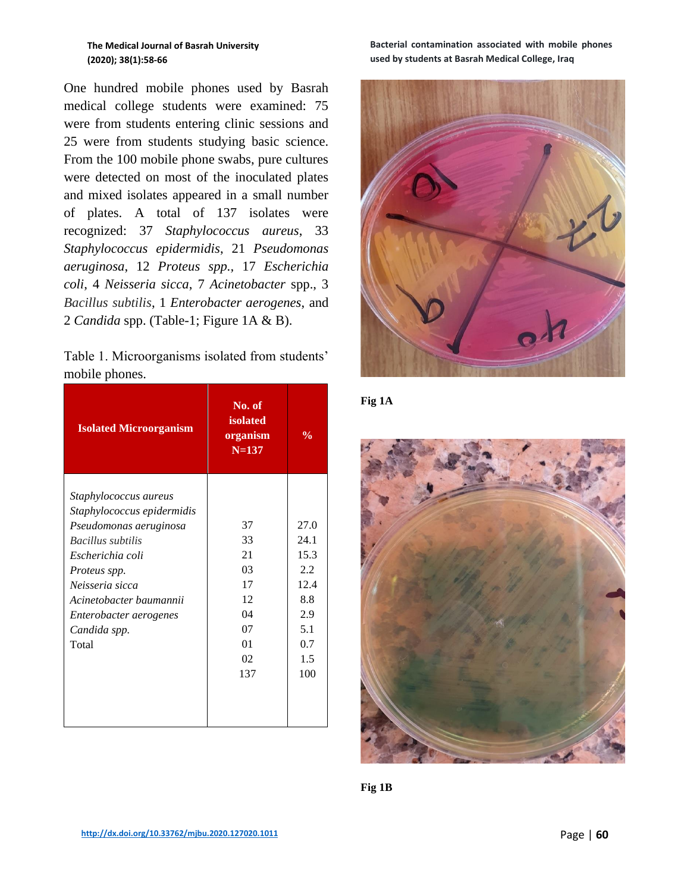One hundred mobile phones used by Basrah medical college students were examined: 75 were from students entering clinic sessions and 25 were from students studying basic science. From the 100 mobile phone swabs, pure cultures were detected on most of the inoculated plates and mixed isolates appeared in a small number of plates. A total of 137 isolates were recognized: 37 *Staphylococcus aureus*, 33 *Staphylococcus epidermidis*, 21 *Pseudomonas aeruginosa*, 12 *Proteus spp.*, 17 *Escherichia coli*, 4 *Neisseria sicca*, 7 *Acinetobacter* spp., 3 *Bacillus subtilis*, 1 *Enterobacter aerogenes*, and 2 *Candida* spp. (Table-1; Figure 1A & B).

Table 1. Microorganisms isolated from students' mobile phones.

| Isolated Microorganism | No. of isolated organism N=137 | % |
|---|---|---|
| *Staphylococcus aureus* | 37 | 27.0 |
| *Staphylococcus epidermidis* | 33 | 24.1 |
| *Pseudomonas aeruginosa* | 21 | 15.3 |
| *Bacillus subtilis* | 03 | 2.2 |
| *Escherichia coli* | 17 | 12.4 |
| *Proteus spp.* | 12 | 8.8 |
| *Neisseria sicca* | 04 | 2.9 |
| *Acinetobacter baumannii* | 07 | 5.1 |
| *Enterobacter aerogenes* | 01 | 0.7 |
| *Candida spp.* | 02 | 1.5 |
| Total | 137 | 100 |

**Fig 1A**

**Fig 1B**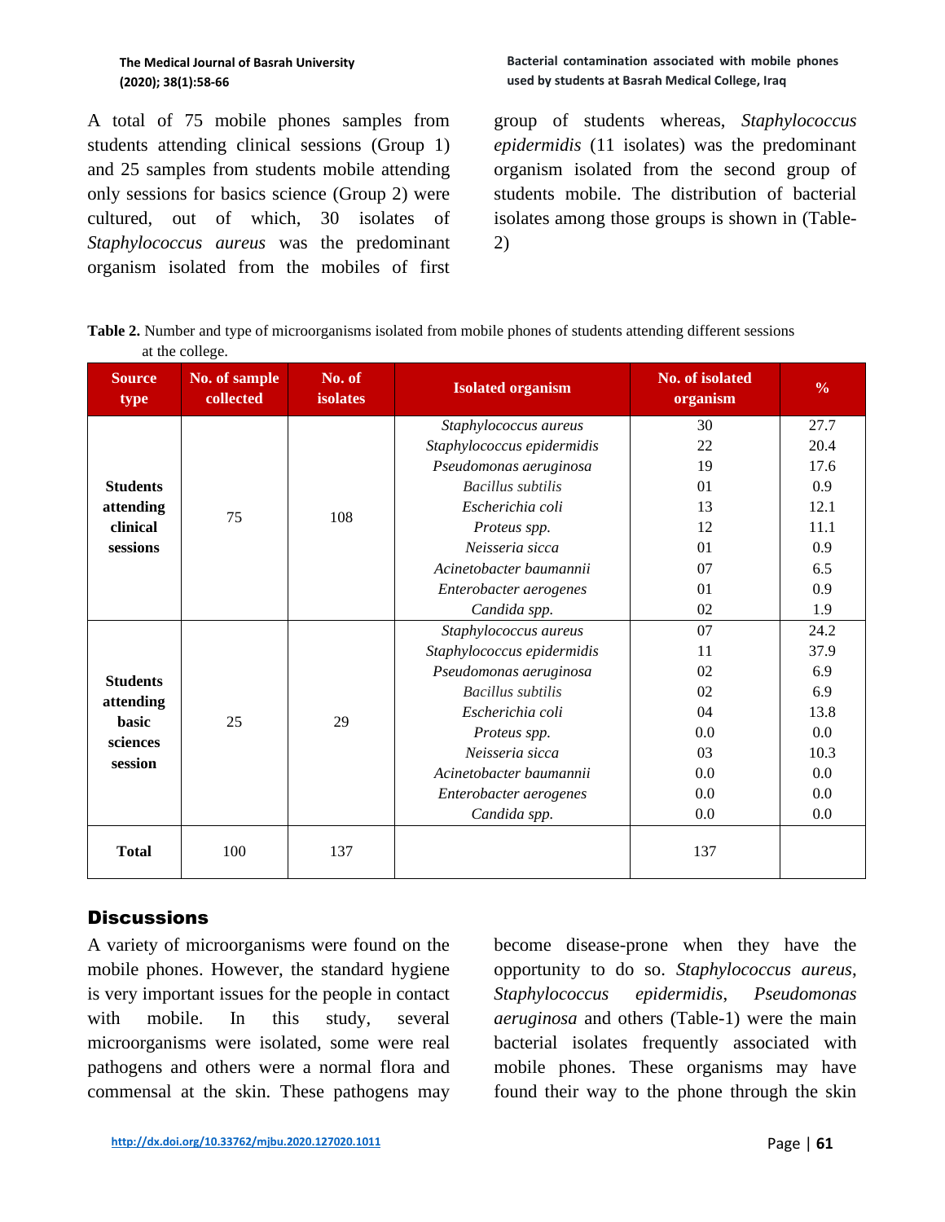A total of 75 mobile phones samples from students attending clinical sessions (Group 1) and 25 samples from students mobile attending only sessions for basics science (Group 2) were cultured, out of which, 30 isolates of *Staphylococcus aureus* was the predominant organism isolated from the mobiles of first group of students whereas, *Staphylococcus epidermidis* (11 isolates) was the predominant organism isolated from the second group of students mobile. The distribution of bacterial isolates among those groups is shown in (Table-2)

**Table 2.** Number and type of microorganisms isolated from mobile phones of students attending different sessions at the college.

| Source type | No. of sample collected | No. of isolates | Isolated organism | No. of isolated organism | % |
|---|---|---|---|---|---|
| **Students attending clinical sessions** | 75 | 108 | *Staphylococcus aureus* | 30 | 27.7 |
| | | | *Staphylococcus epidermidis* | 22 | 20.4 |
| | | | *Pseudomonas aeruginosa* | 19 | 17.6 |
| | | | *Bacillus subtilis* | 01 | 0.9 |
| | | | *Escherichia coli* | 13 | 12.1 |
| | | | *Proteus spp.* | 12 | 11.1 |
| | | | *Neisseria sicca* | 01 | 0.9 |
| | | | *Acinetobacter baumannii* | 07 | 6.5 |
| | | | *Enterobacter aerogenes* | 01 | 0.9 |
| | | | *Candida spp.* | 02 | 1.9 |
| **Students attending basic sciences session** | 25 | 29 | *Staphylococcus aureus* | 07 | 24.2 |
| | | | *Staphylococcus epidermidis* | 11 | 37.9 |
| | | | *Pseudomonas aeruginosa* | 02 | 6.9 |
| | | | *Bacillus subtilis* | 02 | 6.9 |
| | | | *Escherichia coli* | 04 | 13.8 |
| | | | *Proteus spp.* | 0.0 | 0.0 |
| | | | *Neisseria sicca* | 03 | 10.3 |
| | | | *Acinetobacter baumannii* | 0.0 | 0.0 |
| | | | *Enterobacter aerogenes* | 0.0 | 0.0 |
| | | | *Candida spp.* | 0.0 | 0.0 |
| **Total** | 100 | 137 | | 137 | |

## Discussions

A variety of microorganisms were found on the mobile phones. However, the standard hygiene is very important issues for the people in contact with mobile. In this study, several microorganisms were isolated, some were real pathogens and others were a normal flora and commensal at the skin. These pathogens may become disease-prone when they have the opportunity to do so. *Staphylococcus aureus*, *Staphylococcus epidermidis*, *Pseudomonas aeruginosa* and others (Table-1) were the main bacterial isolates frequently associated with mobile phones. These organisms may have found their way to the phone through the skin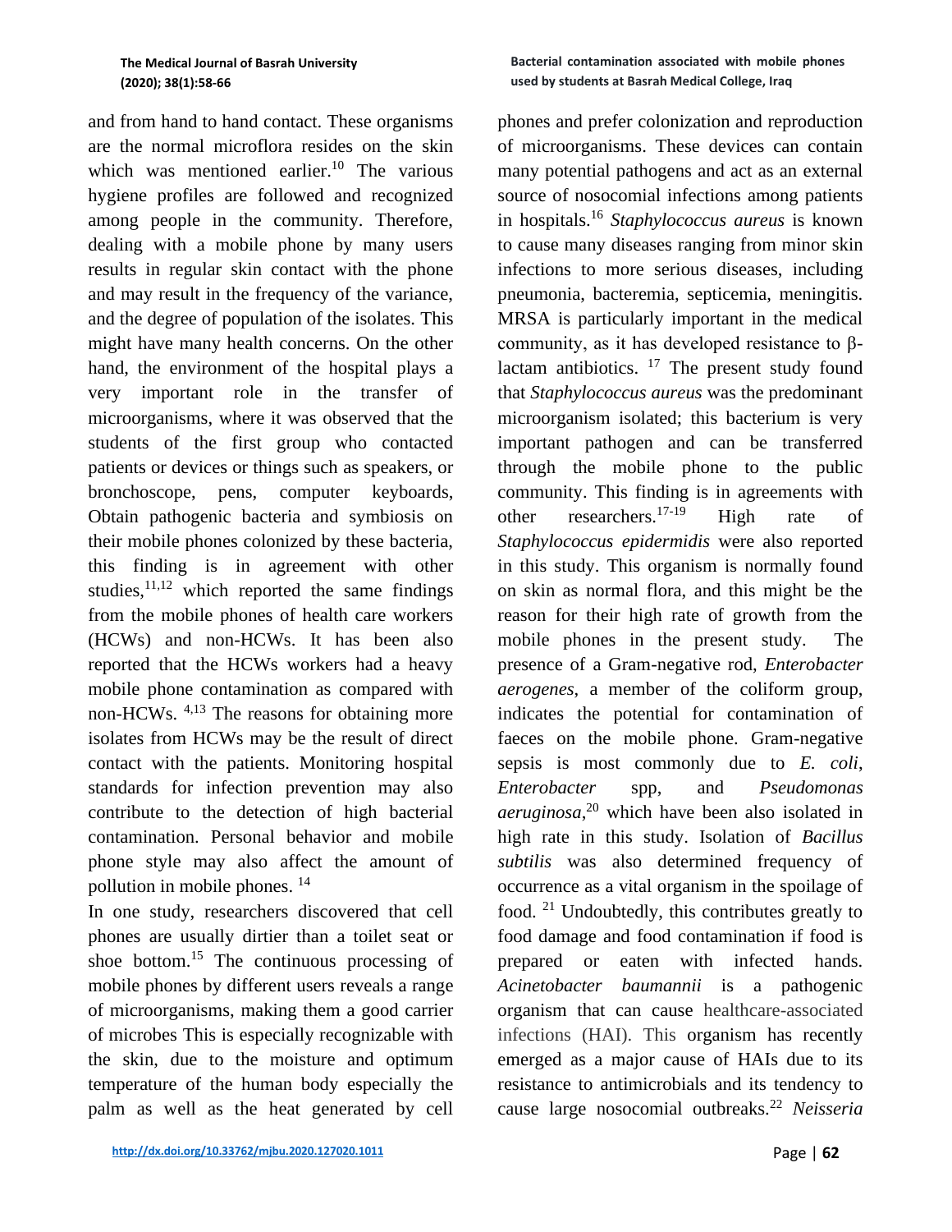and from hand to hand contact. These organisms are the normal microflora resides on the skin which was mentioned earlier.[10] The various hygiene profiles are followed and recognized among people in the community. Therefore, dealing with a mobile phone by many users results in regular skin contact with the phone and may result in the frequency of the variance, and the degree of population of the isolates. This might have many health concerns. On the other hand, the environment of the hospital plays a very important role in the transfer of microorganisms, where it was observed that the students of the first group who contacted patients or devices or things such as speakers, or bronchoscope, pens, computer keyboards, Obtain pathogenic bacteria and symbiosis on their mobile phones colonized by these bacteria, this finding is in agreement with other studies,[11,12] which reported the same findings from the mobile phones of health care workers (HCWs) and non-HCWs. It has been also reported that the HCWs workers had a heavy mobile phone contamination as compared with non-HCWs. [4,13] The reasons for obtaining more isolates from HCWs may be the result of direct contact with the patients. Monitoring hospital standards for infection prevention may also contribute to the detection of high bacterial contamination. Personal behavior and mobile phone style may also affect the amount of pollution in mobile phones. [14]

In one study, researchers discovered that cell phones are usually dirtier than a toilet seat or shoe bottom.[15] The continuous processing of mobile phones by different users reveals a range of microorganisms, making them a good carrier of microbes This is especially recognizable with the skin, due to the moisture and optimum temperature of the human body especially the palm as well as the heat generated by cell phones and prefer colonization and reproduction of microorganisms. These devices can contain many potential pathogens and act as an external source of nosocomial infections among patients in hospitals.[16] *Staphylococcus aureus* is known to cause many diseases ranging from minor skin infections to more serious diseases, including pneumonia, bacteremia, septicemia, meningitis. MRSA is particularly important in the medical community, as it has developed resistance to β-lactam antibiotics. [17] The present study found that *Staphylococcus aureus* was the predominant microorganism isolated; this bacterium is very important pathogen and can be transferred through the mobile phone to the public community. This finding is in agreements with other researchers.[17-19] High rate of *Staphylococcus epidermidis* were also reported in this study. This organism is normally found on skin as normal flora, and this might be the reason for their high rate of growth from the mobile phones in the present study. The presence of a Gram-negative rod, *Enterobacter aerogenes*, a member of the coliform group, indicates the potential for contamination of faeces on the mobile phone. Gram-negative sepsis is most commonly due to *E. coli*, *Enterobacter* spp, and *Pseudomonas aeruginosa*,[20] which have been also isolated in high rate in this study. Isolation of *Bacillus subtilis* was also determined frequency of occurrence as a vital organism in the spoilage of food. [21] Undoubtedly, this contributes greatly to food damage and food contamination if food is prepared or eaten with infected hands. *Acinetobacter baumannii* is a pathogenic organism that can cause healthcare-associated infections (HAI). This organism has recently emerged as a major cause of HAIs due to its resistance to antimicrobials and its tendency to cause large nosocomial outbreaks.[22] *Neisseria*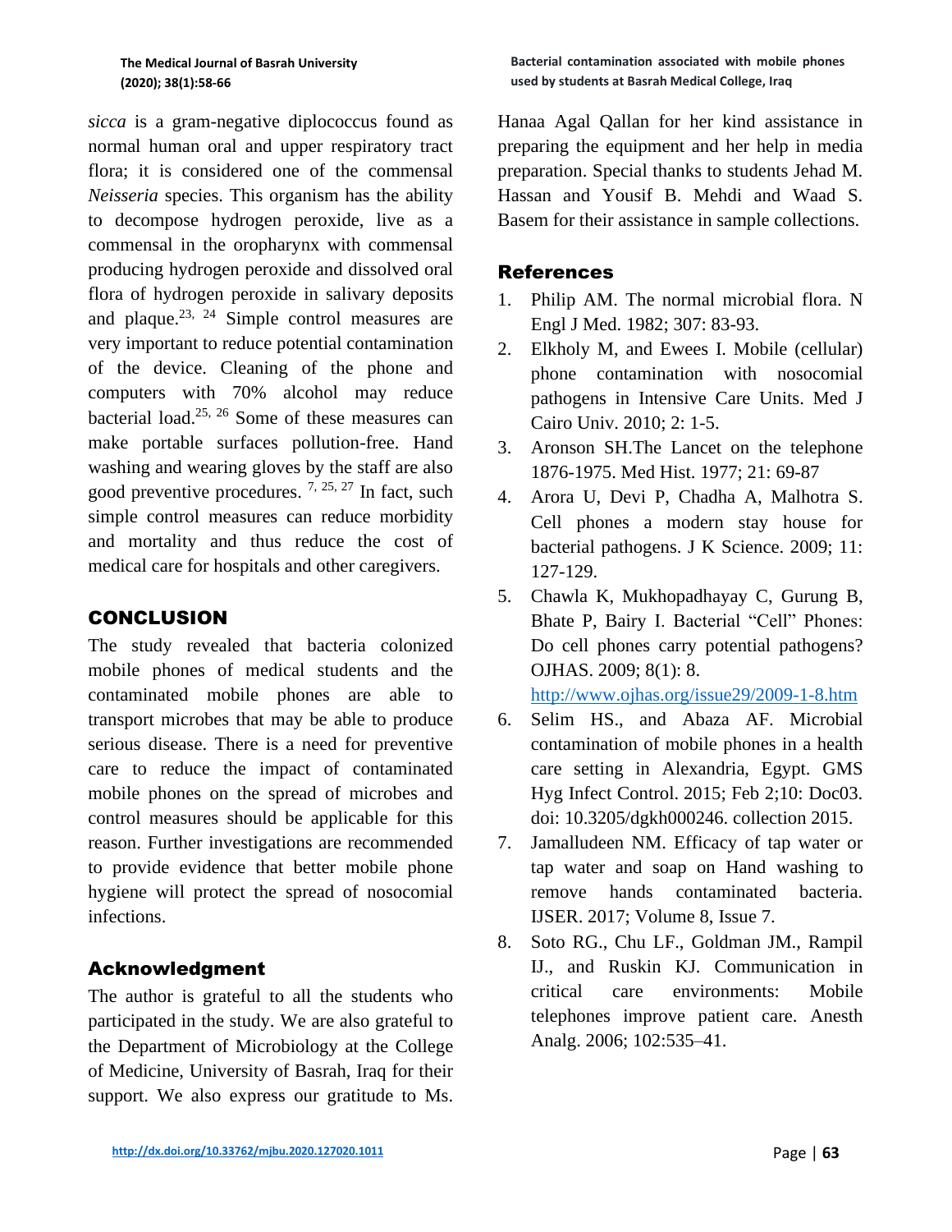*sicca* is a gram-negative diplococcus found as normal human oral and upper respiratory tract flora; it is considered one of the commensal *Neisseria* species. This organism has the ability to decompose hydrogen peroxide, live as a commensal in the oropharynx with commensal producing hydrogen peroxide and dissolved oral flora of hydrogen peroxide in salivary deposits and plaque.[23, 24] Simple control measures are very important to reduce potential contamination of the device. Cleaning of the phone and computers with 70% alcohol may reduce bacterial load.[25, 26] Some of these measures can make portable surfaces pollution-free. Hand washing and wearing gloves by the staff are also good preventive procedures. [7, 25, 27] In fact, such simple control measures can reduce morbidity and mortality and thus reduce the cost of medical care for hospitals and other caregivers.

## CONCLUSION

The study revealed that bacteria colonized mobile phones of medical students and the contaminated mobile phones are able to transport microbes that may be able to produce serious disease. There is a need for preventive care to reduce the impact of contaminated mobile phones on the spread of microbes and control measures should be applicable for this reason. Further investigations are recommended to provide evidence that better mobile phone hygiene will protect the spread of nosocomial infections.

## Acknowledgment

The author is grateful to all the students who participated in the study. We are also grateful to the Department of Microbiology at the College of Medicine, University of Basrah, Iraq for their support. We also express our gratitude to Ms. Hanaa Agal Qallan for her kind assistance in preparing the equipment and her help in media preparation. Special thanks to students Jehad M. Hassan and Yousif B. Mehdi and Waad S. Basem for their assistance in sample collections.

## References

1. Philip AM. The normal microbial flora. N Engl J Med. 1982; 307: 83-93.
2. Elkholy M, and Ewees I. Mobile (cellular) phone contamination with nosocomial pathogens in Intensive Care Units. Med J Cairo Univ. 2010; 2: 1-5.
3. Aronson SH.The Lancet on the telephone 1876-1975. Med Hist. 1977; 21: 69-87
4. Arora U, Devi P, Chadha A, Malhotra S. Cell phones a modern stay house for bacterial pathogens. J K Science. 2009; 11: 127-129.
5. Chawla K, Mukhopadhayay C, Gurung B, Bhate P, Bairy I. Bacterial "Cell" Phones: Do cell phones carry potential pathogens? OJHAS. 2009; 8(1): 8. http://www.ojhas.org/issue29/2009-1-8.htm
6. Selim HS., and Abaza AF. Microbial contamination of mobile phones in a health care setting in Alexandria, Egypt. GMS Hyg Infect Control. 2015; Feb 2;10: Doc03. doi: 10.3205/dgkh000246. collection 2015.
7. Jamalludeen NM. Efficacy of tap water or tap water and soap on Hand washing to remove hands contaminated bacteria. IJSER. 2017; Volume 8, Issue 7.
8. Soto RG., Chu LF., Goldman JM., Rampil IJ., and Ruskin KJ. Communication in critical care environments: Mobile telephones improve patient care. Anesth Analg. 2006; 102:535–41.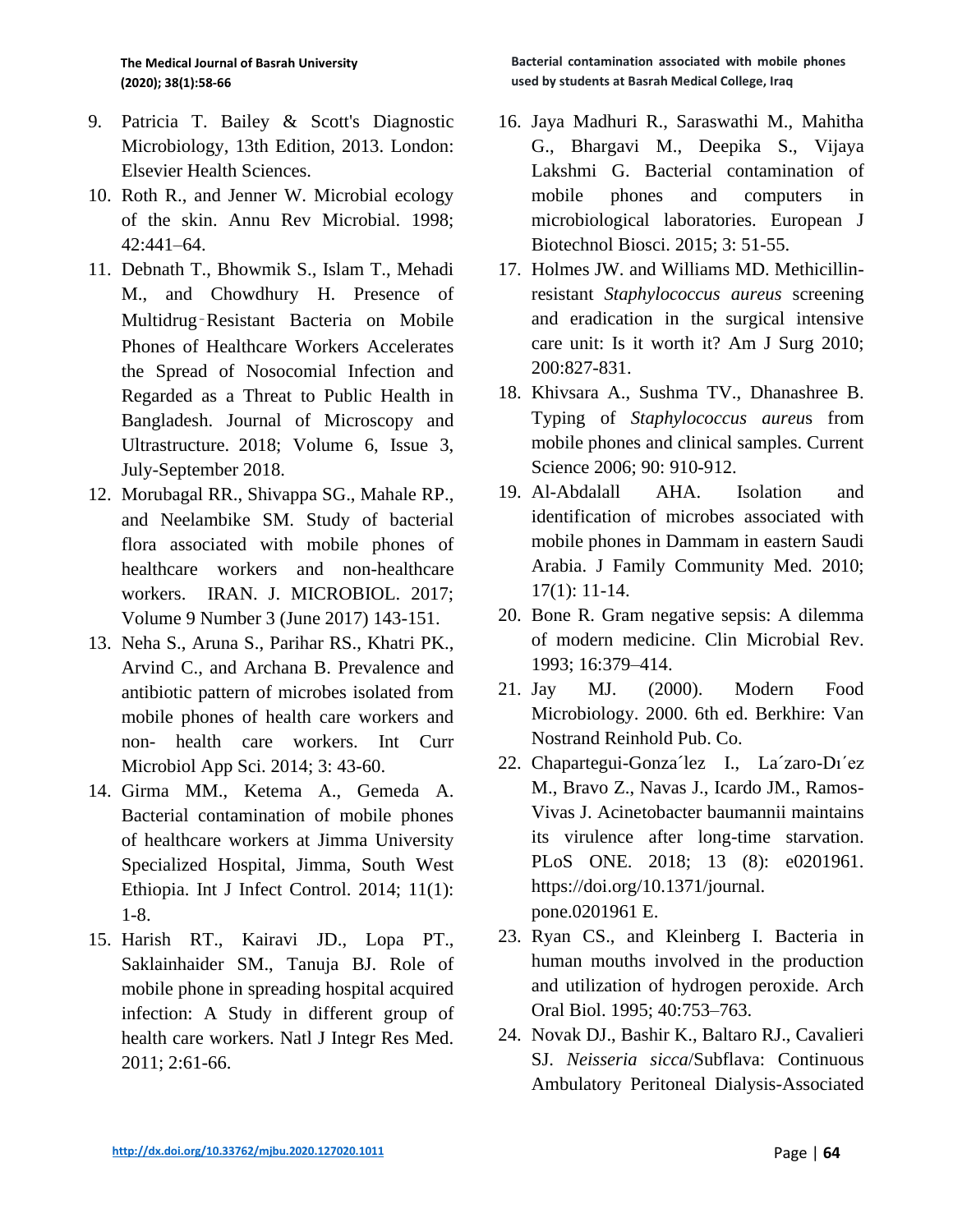9. Patricia T. Bailey & Scott's Diagnostic Microbiology, 13th Edition, 2013. London: Elsevier Health Sciences.
10. Roth R., and Jenner W. Microbial ecology of the skin. Annu Rev Microbial. 1998; 42:441–64.
11. Debnath T., Bhowmik S., Islam T., Mehadi M., and Chowdhury H. Presence of Multidrug‑Resistant Bacteria on Mobile Phones of Healthcare Workers Accelerates the Spread of Nosocomial Infection and Regarded as a Threat to Public Health in Bangladesh. Journal of Microscopy and Ultrastructure. 2018; Volume 6, Issue 3, July-September 2018.
12. Morubagal RR., Shivappa SG., Mahale RP., and Neelambike SM. Study of bacterial flora associated with mobile phones of healthcare workers and non-healthcare workers. IRAN. J. MICROBIOL. 2017; Volume 9 Number 3 (June 2017) 143-151.
13. Neha S., Aruna S., Parihar RS., Khatri PK., Arvind C., and Archana B. Prevalence and antibiotic pattern of microbes isolated from mobile phones of health care workers and non- health care workers. Int Curr Microbiol App Sci. 2014; 3: 43-60.
14. Girma MM., Ketema A., Gemeda A. Bacterial contamination of mobile phones of healthcare workers at Jimma University Specialized Hospital, Jimma, South West Ethiopia. Int J Infect Control. 2014; 11(1): 1-8.
15. Harish RT., Kairavi JD., Lopa PT., Saklainhaider SM., Tanuja BJ. Role of mobile phone in spreading hospital acquired infection: A Study in different group of health care workers. Natl J Integr Res Med. 2011; 2:61-66.
16. Jaya Madhuri R., Saraswathi M., Mahitha G., Bhargavi M., Deepika S., Vijaya Lakshmi G. Bacterial contamination of mobile phones and computers in microbiological laboratories. European J Biotechnol Biosci. 2015; 3: 51-55.
17. Holmes JW. and Williams MD. Methicillin-resistant *Staphylococcus aureus* screening and eradication in the surgical intensive care unit: Is it worth it? Am J Surg 2010; 200:827-831.
18. Khivsara A., Sushma TV., Dhanashree B. Typing of *Staphylococcus aureus* from mobile phones and clinical samples. Current Science 2006; 90: 910-912.
19. Al-Abdalall AHA. Isolation and identification of microbes associated with mobile phones in Dammam in eastern Saudi Arabia. J Family Community Med. 2010; 17(1): 11-14.
20. Bone R. Gram negative sepsis: A dilemma of modern medicine. Clin Microbial Rev. 1993; 16:379–414.
21. Jay MJ. (2000). Modern Food Microbiology. 2000. 6th ed. Berkhire: Van Nostrand Reinhold Pub. Co.
22. Chapartegui-Gonza´lez I., La´zaro-Dı´ez M., Bravo Z., Navas J., Icardo JM., Ramos-Vivas J. Acinetobacter baumannii maintains its virulence after long-time starvation. PLoS ONE. 2018; 13 (8): e0201961. https://doi.org/10.1371/journal. pone.0201961 E.
23. Ryan CS., and Kleinberg I. Bacteria in human mouths involved in the production and utilization of hydrogen peroxide. Arch Oral Biol. 1995; 40:753–763.
24. Novak DJ., Bashir K., Baltaro RJ., Cavalieri SJ. *Neisseria sicca*/Subflava: Continuous Ambulatory Peritoneal Dialysis-Associated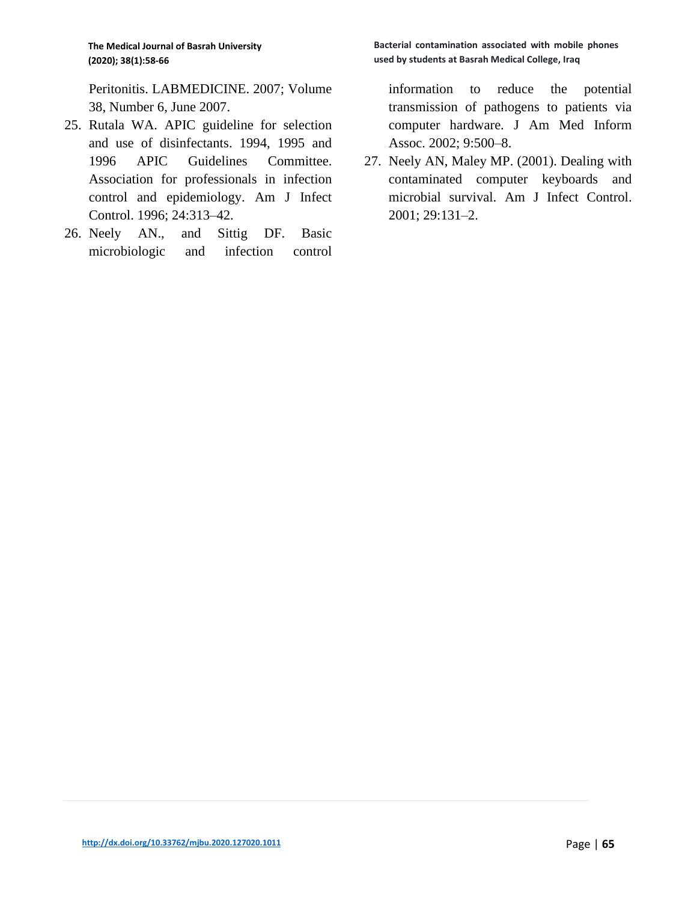Peritonitis. LABMEDICINE. 2007; Volume 38, Number 6, June 2007.

25. Rutala WA. APIC guideline for selection and use of disinfectants. 1994, 1995 and 1996 APIC Guidelines Committee. Association for professionals in infection control and epidemiology. Am J Infect Control. 1996; 24:313–42.
26. Neely AN., and Sittig DF. Basic microbiologic and infection control information to reduce the potential transmission of pathogens to patients via computer hardware. J Am Med Inform Assoc. 2002; 9:500–8.
27. Neely AN, Maley MP. (2001). Dealing with contaminated computer keyboards and microbial survival. Am J Infect Control. 2001; 29:131–2.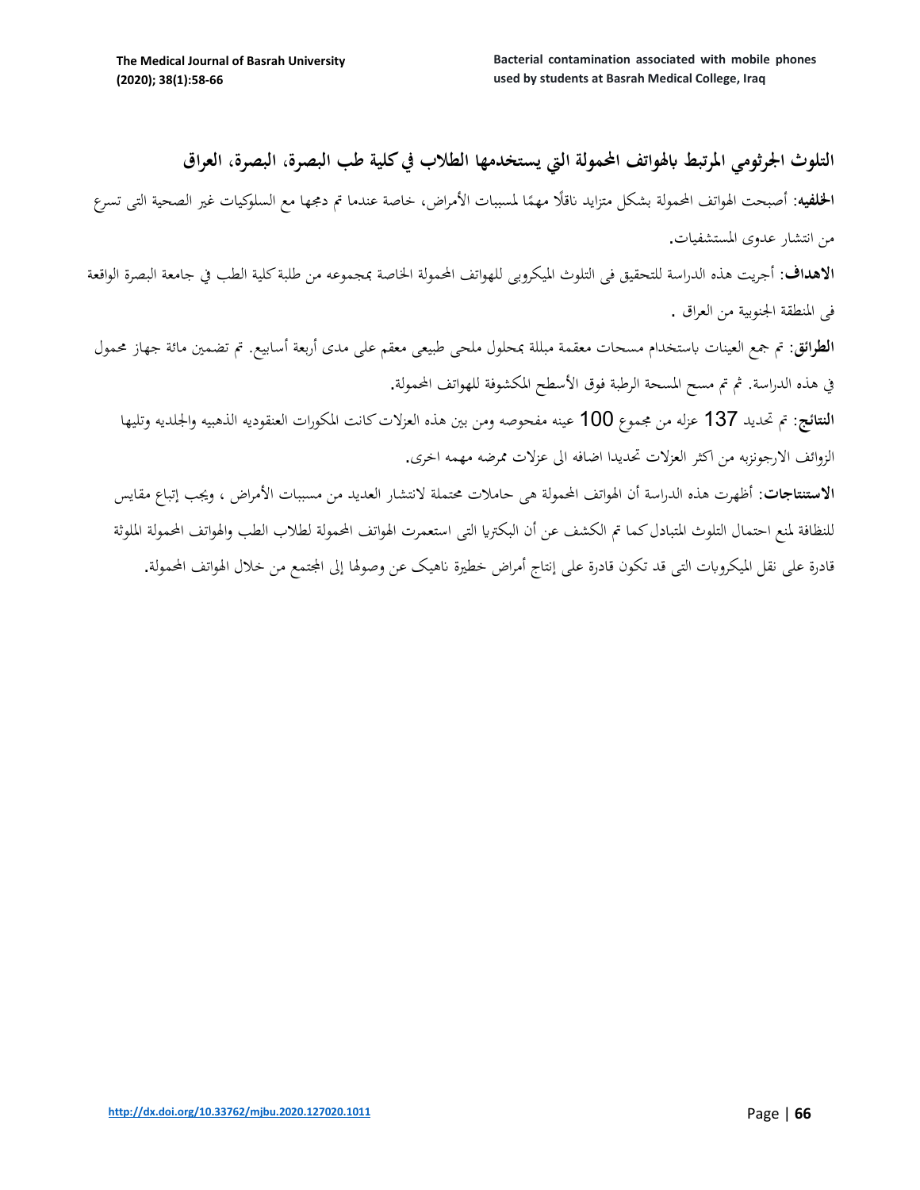## التلوث الجرثومي المرتبط بالهواتف المحمولة التي يستخدمها الطلاب في كلية طب البصرة، البصرة، العراق

**الخلفيه**: أصبحت الهواتف المحمولة بشكل متزايد ناقلًا مهمًا لمسببات الأمراض، خاصة عندما تم دمجها مع السلوكيات غير الصحية التى تسرع من انتشار عدوى المستشفيات.

**الاهداف**: أجريت هذه الدراسة للتحقيق فى التلوث الميكروبى للهواتف المحمولة الخاصة بمجموعه من طلبة كلية الطب في جامعة البصرة الواقعة فى المنطقة الجنوبية من العراق .

**الطرائق**: تم جمع العينات باستخدام مسحات معقمة مبللة بمحلول ملحى طبيعى معقم على مدى أربعة أسابيع. تم تضمين مائة جهاز محمول في هذه الدراسة. ثم تم مسح المسحة الرطبة فوق الأسطح المكشوفة للهواتف المحمولة.

**النتائج**: تم تحديد 137 عزله من مجموع 100 عينه مفحوصه ومن بين هذه العزلات كانت المكورات العنقوديه الذهبيه والجلديه وتليها الزوائف الارجونزيه من اكثر العزلات تحديدا اضافه الى عزلات ممرضه مهمه اخرى.

**الاستنتاجات**: أظهرت هذه الدراسة أن الهواتف المحمولة هى حاملات محتملة لانتشار العديد من مسببات الأمراض ، ويجب إتباع مقايس للنظافة لمنع احتمال التلوث المتبادل كما تم الكشف عن أن البكتريا التى استعمرت الهواتف المحمولة لطلاب الطب والهواتف المحمولة الملوثة قادرة على نقل الميكروبات التى قد تكون قادرة على إنتاج أمراض خطيرة ناهيک عن وصولها إلى المجتمع من خلال الهواتف المحمولة.